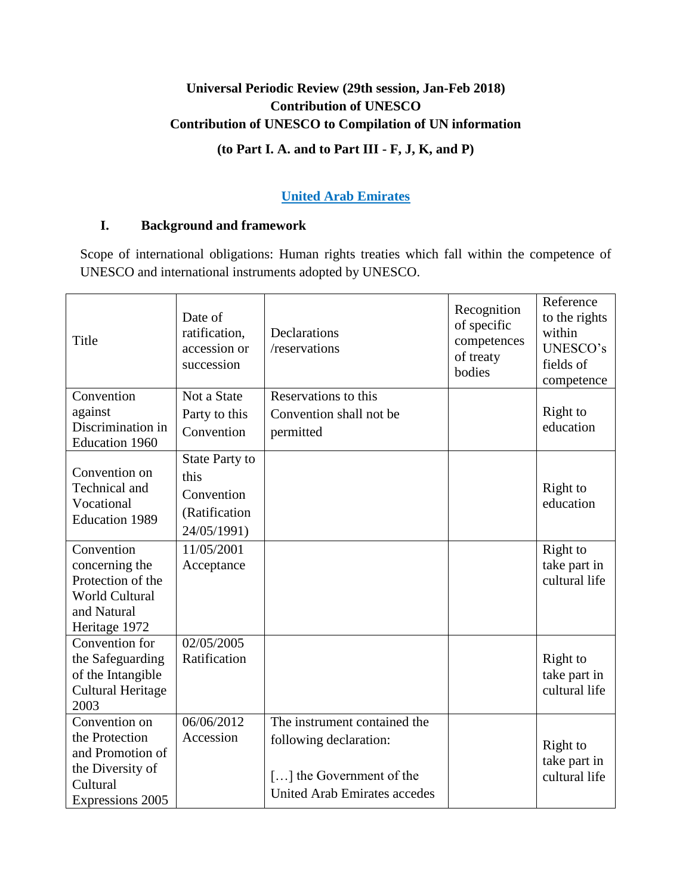**Universal Periodic Review (29th session, Jan-Feb 2018)**
**Contribution of UNESCO**
**Contribution of UNESCO to Compilation of UN information**

**(to Part I. A. and to Part III - F, J, K, and P)**

## United Arab Emirates

## I. Background and framework

Scope of international obligations: Human rights treaties which fall within the competence of UNESCO and international instruments adopted by UNESCO.

| Title | Date of ratification, accession or succession | Declarations /reservations | Recognition of specific competences of treaty bodies | Reference to the rights within UNESCO's fields of competence |
|---|---|---|---|---|
| Convention against Discrimination in Education 1960 | Not a State Party to this Convention | Reservations to this Convention shall not be permitted | | Right to education |
| Convention on Technical and Vocational Education 1989 | State Party to this Convention (Ratification 24/05/1991) | | | Right to education |
| Convention concerning the Protection of the World Cultural and Natural Heritage 1972 | 11/05/2001 Acceptance | | | Right to take part in cultural life |
| Convention for the Safeguarding of the Intangible Cultural Heritage 2003 | 02/05/2005 Ratification | | | Right to take part in cultural life |
| Convention on the Protection and Promotion of the Diversity of Cultural Expressions 2005 | 06/06/2012 Accession | The instrument contained the following declaration: […] the Government of the United Arab Emirates accedes | | Right to take part in cultural life |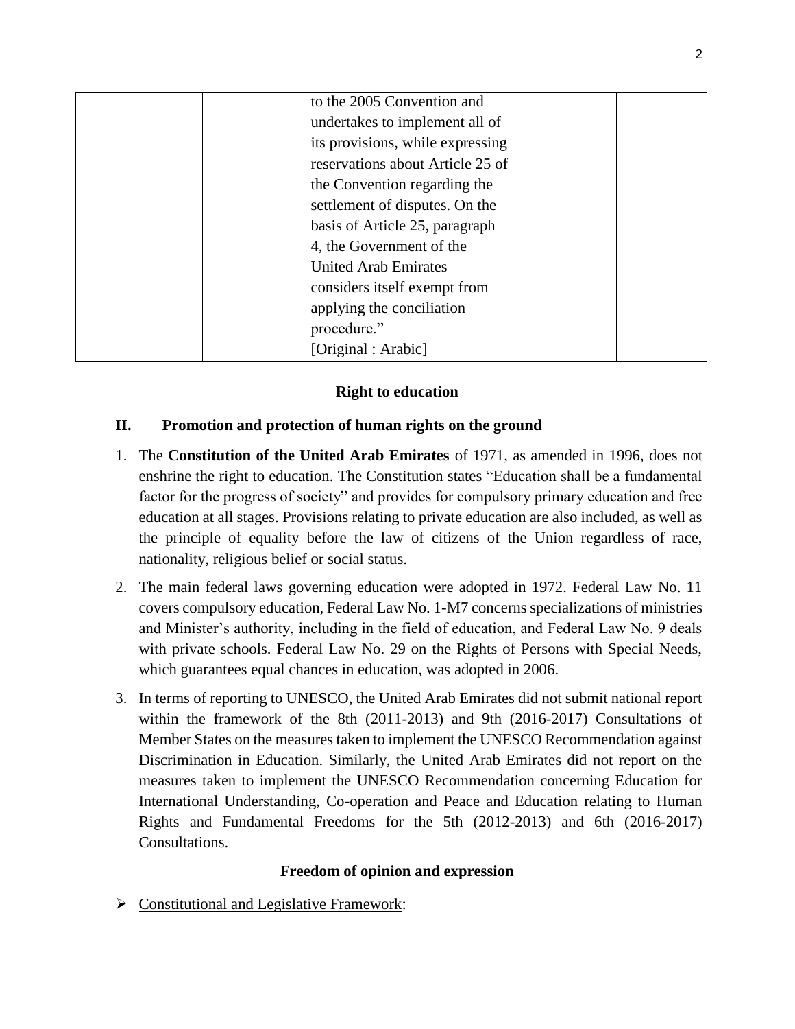| | | | | |
|---|---|---|---|---|
| | | to the 2005 Convention and undertakes to implement all of its provisions, while expressing reservations about Article 25 of the Convention regarding the settlement of disputes. On the basis of Article 25, paragraph 4, the Government of the United Arab Emirates considers itself exempt from applying the conciliation procedure."<br>[Original : Arabic] | | |

**Right to education**

## II. Promotion and protection of human rights on the ground

1. The **Constitution of the United Arab Emirates** of 1971, as amended in 1996, does not enshrine the right to education. The Constitution states "Education shall be a fundamental factor for the progress of society" and provides for compulsory primary education and free education at all stages. Provisions relating to private education are also included, as well as the principle of equality before the law of citizens of the Union regardless of race, nationality, religious belief or social status.

2. The main federal laws governing education were adopted in 1972. Federal Law No. 11 covers compulsory education, Federal Law No. 1-M7 concerns specializations of ministries and Minister's authority, including in the field of education, and Federal Law No. 9 deals with private schools. Federal Law No. 29 on the Rights of Persons with Special Needs, which guarantees equal chances in education, was adopted in 2006.

3. In terms of reporting to UNESCO, the United Arab Emirates did not submit national report within the framework of the 8th (2011-2013) and 9th (2016-2017) Consultations of Member States on the measures taken to implement the UNESCO Recommendation against Discrimination in Education. Similarly, the United Arab Emirates did not report on the measures taken to implement the UNESCO Recommendation concerning Education for International Understanding, Co-operation and Peace and Education relating to Human Rights and Fundamental Freedoms for the 5th (2012-2013) and 6th (2016-2017) Consultations.

**Freedom of opinion and expression**

- Constitutional and Legislative Framework: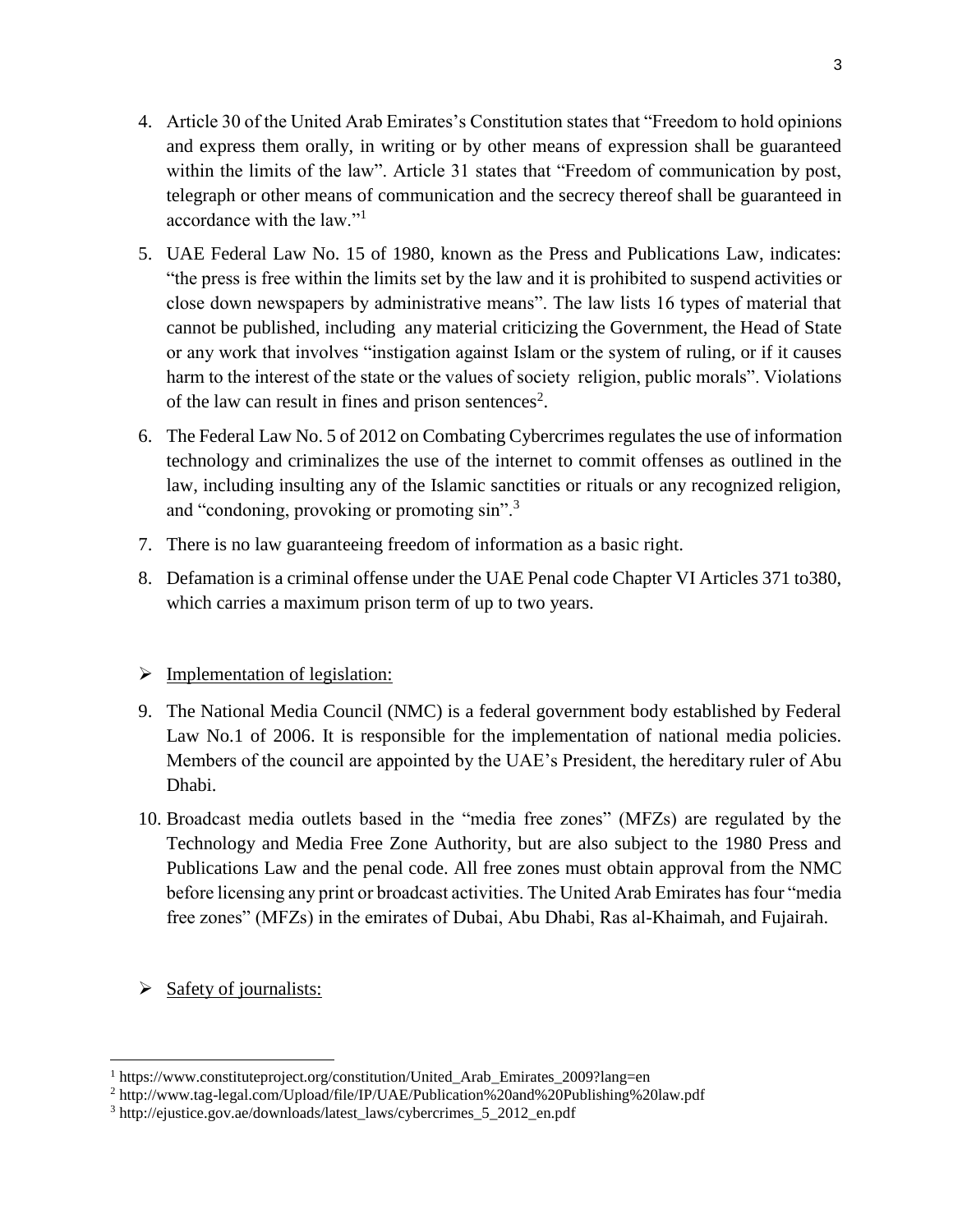4. Article 30 of the United Arab Emirates's Constitution states that "Freedom to hold opinions and express them orally, in writing or by other means of expression shall be guaranteed within the limits of the law". Article 31 states that "Freedom of communication by post, telegraph or other means of communication and the secrecy thereof shall be guaranteed in accordance with the law."[1]

5. UAE Federal Law No. 15 of 1980, known as the Press and Publications Law, indicates: "the press is free within the limits set by the law and it is prohibited to suspend activities or close down newspapers by administrative means". The law lists 16 types of material that cannot be published, including any material criticizing the Government, the Head of State or any work that involves "instigation against Islam or the system of ruling, or if it causes harm to the interest of the state or the values of society religion, public morals". Violations of the law can result in fines and prison sentences[2].

6. The Federal Law No. 5 of 2012 on Combating Cybercrimes regulates the use of information technology and criminalizes the use of the internet to commit offenses as outlined in the law, including insulting any of the Islamic sanctities or rituals or any recognized religion, and "condoning, provoking or promoting sin".[3]

7. There is no law guaranteeing freedom of information as a basic right.

8. Defamation is a criminal offense under the UAE Penal code Chapter VI Articles 371 to380, which carries a maximum prison term of up to two years.

- Implementation of legislation:

9. The National Media Council (NMC) is a federal government body established by Federal Law No.1 of 2006. It is responsible for the implementation of national media policies. Members of the council are appointed by the UAE's President, the hereditary ruler of Abu Dhabi.

10. Broadcast media outlets based in the "media free zones" (MFZs) are regulated by the Technology and Media Free Zone Authority, but are also subject to the 1980 Press and Publications Law and the penal code. All free zones must obtain approval from the NMC before licensing any print or broadcast activities. The United Arab Emirates has four "media free zones" (MFZs) in the emirates of Dubai, Abu Dhabi, Ras al-Khaimah, and Fujairah.

- Safety of journalists:

---

[1] https://www.constituteproject.org/constitution/United_Arab_Emirates_2009?lang=en

[2] http://www.tag-legal.com/Upload/file/IP/UAE/Publication%20and%20Publishing%20law.pdf

[3] http://ejustice.gov.ae/downloads/latest_laws/cybercrimes_5_2012_en.pdf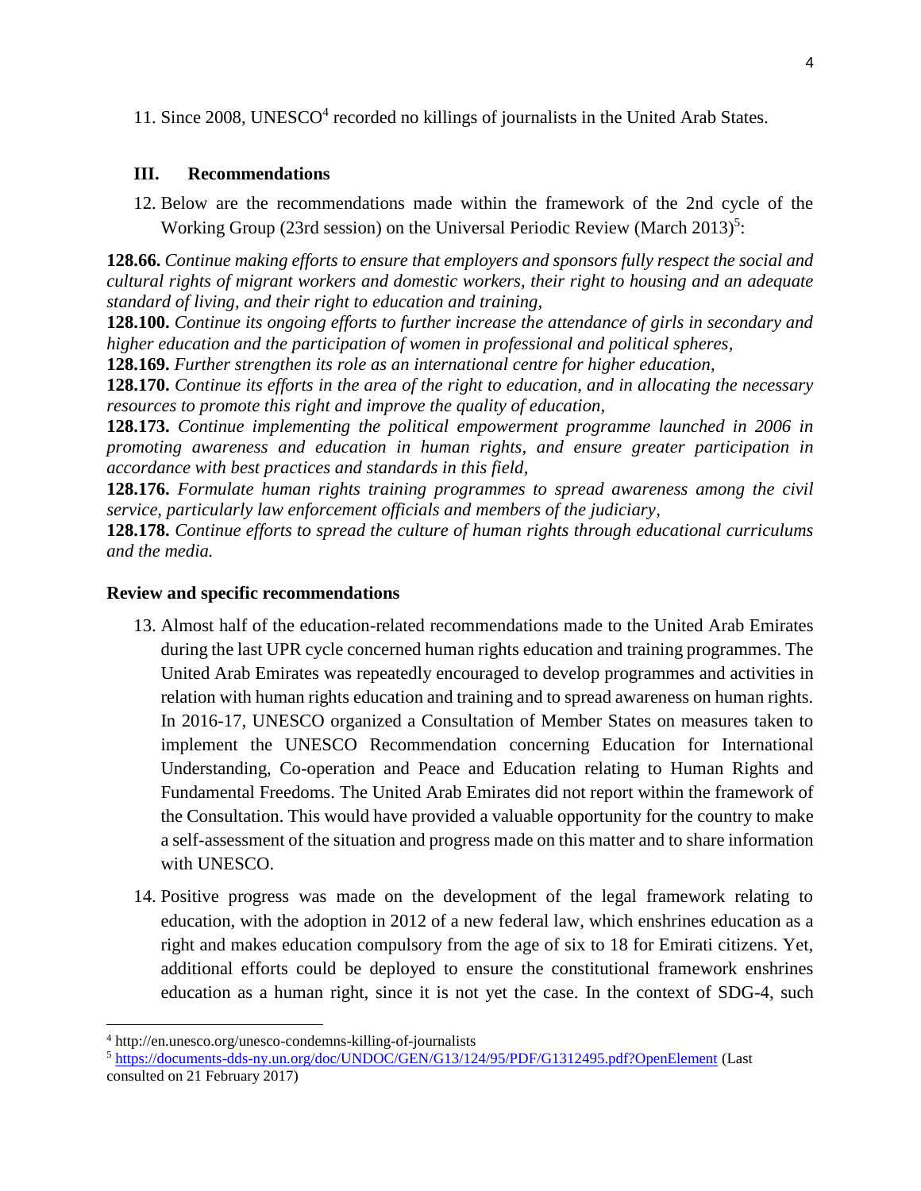11. Since 2008, UNESCO[4] recorded no killings of journalists in the United Arab States.

## III. Recommendations

12. Below are the recommendations made within the framework of the 2nd cycle of the Working Group (23rd session) on the Universal Periodic Review (March 2013)[5]:

**128.66.** *Continue making efforts to ensure that employers and sponsors fully respect the social and cultural rights of migrant workers and domestic workers, their right to housing and an adequate standard of living, and their right to education and training,*

**128.100.** *Continue its ongoing efforts to further increase the attendance of girls in secondary and higher education and the participation of women in professional and political spheres,*

**128.169.** *Further strengthen its role as an international centre for higher education,*

**128.170.** *Continue its efforts in the area of the right to education, and in allocating the necessary resources to promote this right and improve the quality of education,*

**128.173.** *Continue implementing the political empowerment programme launched in 2006 in promoting awareness and education in human rights, and ensure greater participation in accordance with best practices and standards in this field,*

**128.176.** *Formulate human rights training programmes to spread awareness among the civil service, particularly law enforcement officials and members of the judiciary,*

**128.178.** *Continue efforts to spread the culture of human rights through educational curriculums and the media.*

### Review and specific recommendations

13. Almost half of the education-related recommendations made to the United Arab Emirates during the last UPR cycle concerned human rights education and training programmes. The United Arab Emirates was repeatedly encouraged to develop programmes and activities in relation with human rights education and training and to spread awareness on human rights. In 2016-17, UNESCO organized a Consultation of Member States on measures taken to implement the UNESCO Recommendation concerning Education for International Understanding, Co-operation and Peace and Education relating to Human Rights and Fundamental Freedoms. The United Arab Emirates did not report within the framework of the Consultation. This would have provided a valuable opportunity for the country to make a self-assessment of the situation and progress made on this matter and to share information with UNESCO.

14. Positive progress was made on the development of the legal framework relating to education, with the adoption in 2012 of a new federal law, which enshrines education as a right and makes education compulsory from the age of six to 18 for Emirati citizens. Yet, additional efforts could be deployed to ensure the constitutional framework enshrines education as a human right, since it is not yet the case. In the context of SDG-4, such

---

[4] http://en.unesco.org/unesco-condemns-killing-of-journalists

[5] https://documents-dds-ny.un.org/doc/UNDOC/GEN/G13/124/95/PDF/G1312495.pdf?OpenElement (Last consulted on 21 February 2017)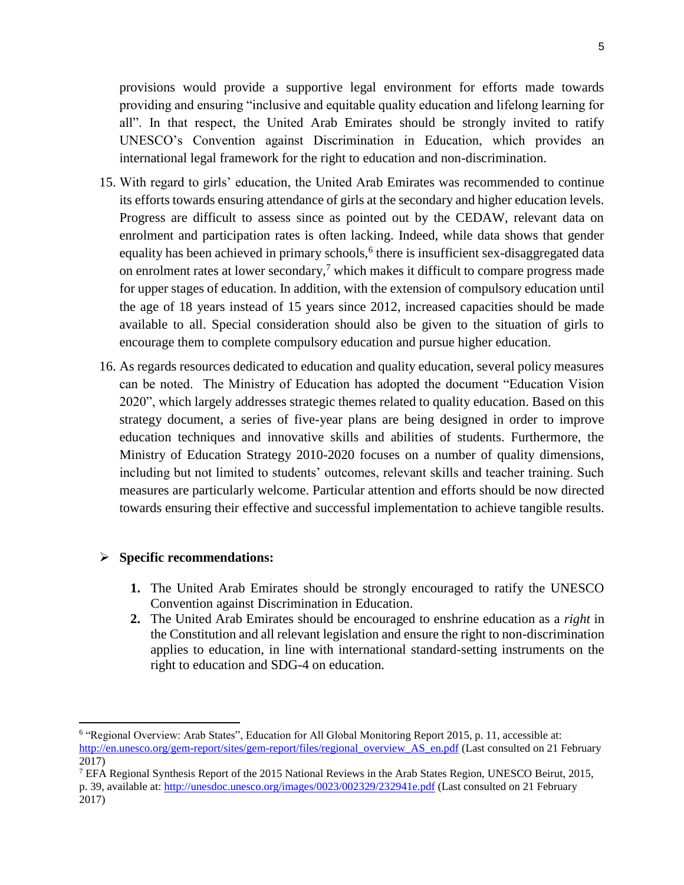provisions would provide a supportive legal environment for efforts made towards providing and ensuring "inclusive and equitable quality education and lifelong learning for all". In that respect, the United Arab Emirates should be strongly invited to ratify UNESCO's Convention against Discrimination in Education, which provides an international legal framework for the right to education and non-discrimination.

15. With regard to girls' education, the United Arab Emirates was recommended to continue its efforts towards ensuring attendance of girls at the secondary and higher education levels. Progress are difficult to assess since as pointed out by the CEDAW, relevant data on enrolment and participation rates is often lacking. Indeed, while data shows that gender equality has been achieved in primary schools,[6] there is insufficient sex-disaggregated data on enrolment rates at lower secondary,[7] which makes it difficult to compare progress made for upper stages of education. In addition, with the extension of compulsory education until the age of 18 years instead of 15 years since 2012, increased capacities should be made available to all. Special consideration should also be given to the situation of girls to encourage them to complete compulsory education and pursue higher education.

16. As regards resources dedicated to education and quality education, several policy measures can be noted. The Ministry of Education has adopted the document "Education Vision 2020", which largely addresses strategic themes related to quality education. Based on this strategy document, a series of five-year plans are being designed in order to improve education techniques and innovative skills and abilities of students. Furthermore, the Ministry of Education Strategy 2010-2020 focuses on a number of quality dimensions, including but not limited to students' outcomes, relevant skills and teacher training. Such measures are particularly welcome. Particular attention and efforts should be now directed towards ensuring their effective and successful implementation to achieve tangible results.

- **Specific recommendations:**

   1. The United Arab Emirates should be strongly encouraged to ratify the UNESCO Convention against Discrimination in Education.
   2. The United Arab Emirates should be encouraged to enshrine education as a *right* in the Constitution and all relevant legislation and ensure the right to non-discrimination applies to education, in line with international standard-setting instruments on the right to education and SDG-4 on education.

---

[6] "Regional Overview: Arab States", Education for All Global Monitoring Report 2015, p. 11, accessible at: http://en.unesco.org/gem-report/sites/gem-report/files/regional_overview_AS_en.pdf (Last consulted on 21 February 2017)

[7] EFA Regional Synthesis Report of the 2015 National Reviews in the Arab States Region, UNESCO Beirut, 2015, p. 39, available at: http://unesdoc.unesco.org/images/0023/002329/232941e.pdf (Last consulted on 21 February 2017)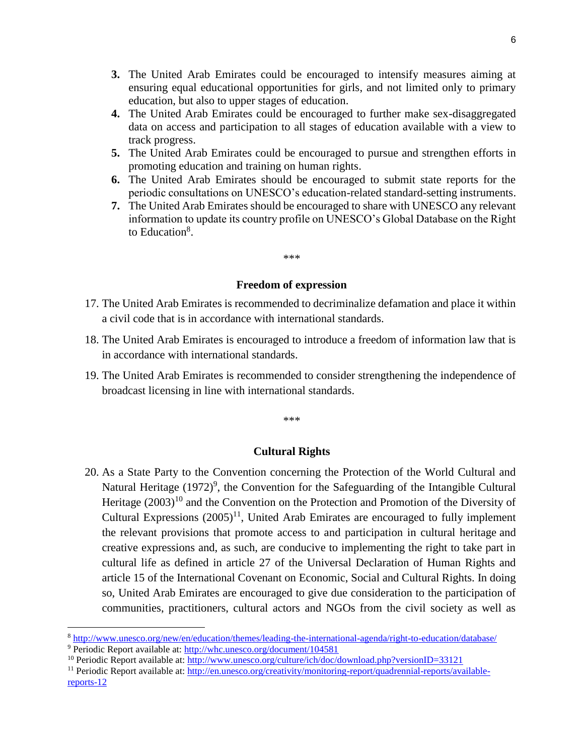3. **3.** The United Arab Emirates could be encouraged to intensify measures aiming at ensuring equal educational opportunities for girls, and not limited only to primary education, but also to upper stages of education.
4. **4.** The United Arab Emirates could be encouraged to further make sex-disaggregated data on access and participation to all stages of education available with a view to track progress.
5. **5.** The United Arab Emirates could be encouraged to pursue and strengthen efforts in promoting education and training on human rights.
6. **6.** The United Arab Emirates should be encouraged to submit state reports for the periodic consultations on UNESCO's education-related standard-setting instruments.
7. **7.** The United Arab Emirates should be encouraged to share with UNESCO any relevant information to update its country profile on UNESCO's Global Database on the Right to Education[8].

\*\*\*

### Freedom of expression

17. The United Arab Emirates is recommended to decriminalize defamation and place it within a civil code that is in accordance with international standards.

18. The United Arab Emirates is encouraged to introduce a freedom of information law that is in accordance with international standards.

19. The United Arab Emirates is recommended to consider strengthening the independence of broadcast licensing in line with international standards.

\*\*\*

### Cultural Rights

20. As a State Party to the Convention concerning the Protection of the World Cultural and Natural Heritage (1972)[9], the Convention for the Safeguarding of the Intangible Cultural Heritage (2003)[10] and the Convention on the Protection and Promotion of the Diversity of Cultural Expressions (2005)[11], United Arab Emirates are encouraged to fully implement the relevant provisions that promote access to and participation in cultural heritage and creative expressions and, as such, are conducive to implementing the right to take part in cultural life as defined in article 27 of the Universal Declaration of Human Rights and article 15 of the International Covenant on Economic, Social and Cultural Rights. In doing so, United Arab Emirates are encouraged to give due consideration to the participation of communities, practitioners, cultural actors and NGOs from the civil society as well as

---

[8] http://www.unesco.org/new/en/education/themes/leading-the-international-agenda/right-to-education/database/

[9] Periodic Report available at: http://whc.unesco.org/document/104581

[10] Periodic Report available at: http://www.unesco.org/culture/ich/doc/download.php?versionID=33121

[11] Periodic Report available at: http://en.unesco.org/creativity/monitoring-report/quadrennial-reports/available-reports-12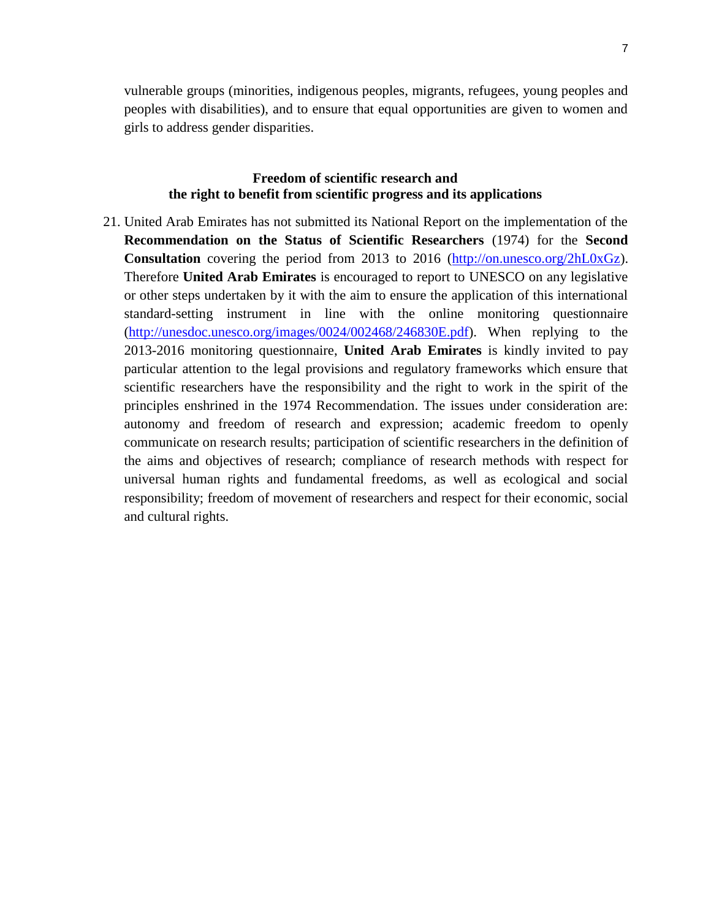vulnerable groups (minorities, indigenous peoples, migrants, refugees, young peoples and peoples with disabilities), and to ensure that equal opportunities are given to women and girls to address gender disparities.

### Freedom of scientific research and the right to benefit from scientific progress and its applications

21. United Arab Emirates has not submitted its National Report on the implementation of the **Recommendation on the Status of Scientific Researchers** (1974) for the **Second Consultation** covering the period from 2013 to 2016 (http://on.unesco.org/2hL0xGz). Therefore **United Arab Emirates** is encouraged to report to UNESCO on any legislative or other steps undertaken by it with the aim to ensure the application of this international standard-setting instrument in line with the online monitoring questionnaire (http://unesdoc.unesco.org/images/0024/002468/246830E.pdf). When replying to the 2013-2016 monitoring questionnaire, **United Arab Emirates** is kindly invited to pay particular attention to the legal provisions and regulatory frameworks which ensure that scientific researchers have the responsibility and the right to work in the spirit of the principles enshrined in the 1974 Recommendation. The issues under consideration are: autonomy and freedom of research and expression; academic freedom to openly communicate on research results; participation of scientific researchers in the definition of the aims and objectives of research; compliance of research methods with respect for universal human rights and fundamental freedoms, as well as ecological and social responsibility; freedom of movement of researchers and respect for their economic, social and cultural rights.